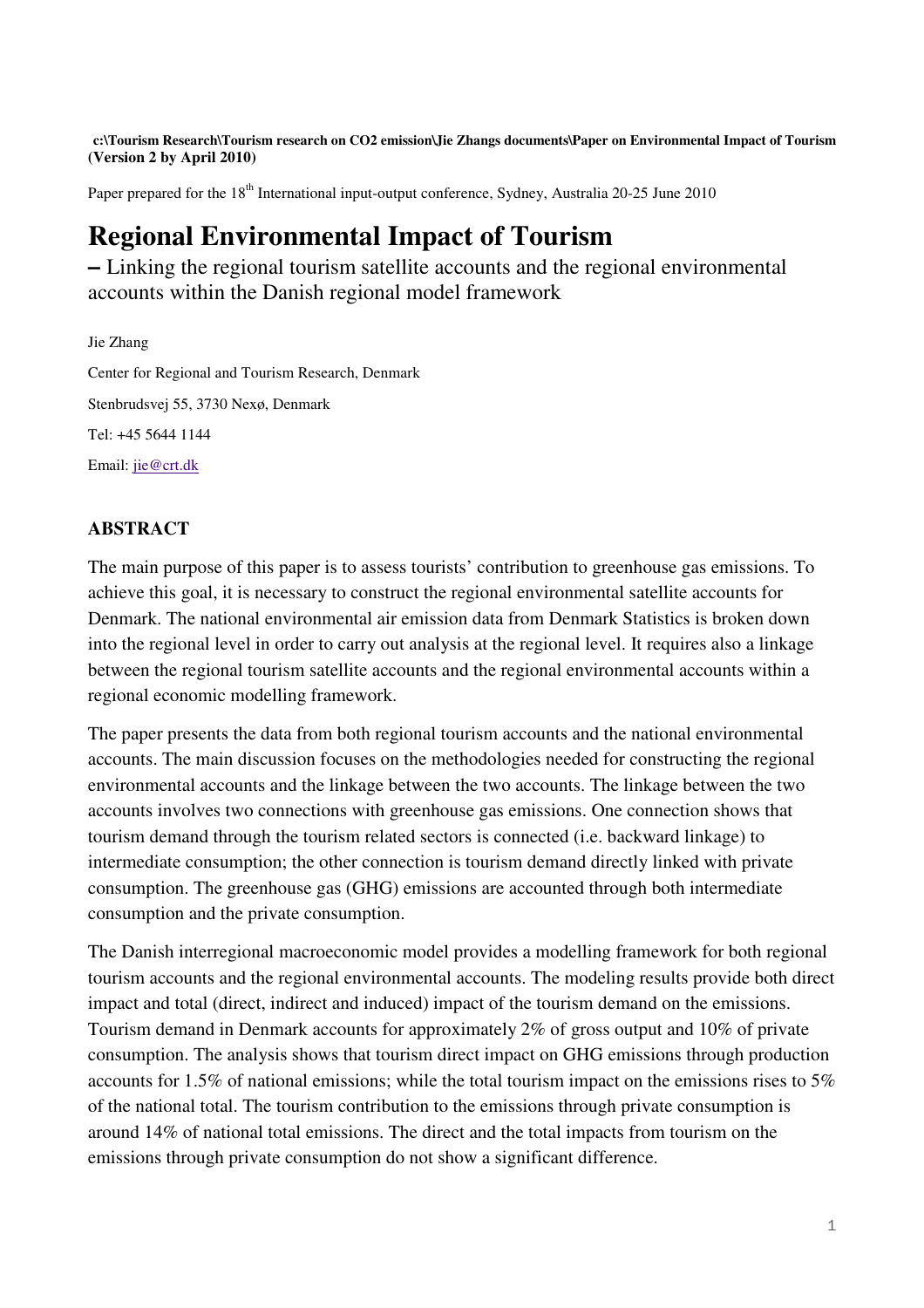**c:\Tourism Research\Tourism research on CO2 emission\Jie Zhangs documents\Paper on Environmental Impact of Tourism (Version 2 by April 2010)**

Paper prepared for the 18th International input-output conference, Sydney, Australia 20-25 June 2010

# Regional Environmental Impact of Tourism

**–** Linking the regional tourism satellite accounts and the regional environmental accounts within the Danish regional model framework

Jie Zhang

Center for Regional and Tourism Research, Denmark

Stenbrudsvej 55, 3730 Nexø, Denmark

Tel: +45 5644 1144

Email: jie@crt.dk

## ABSTRACT

The main purpose of this paper is to assess tourists' contribution to greenhouse gas emissions. To achieve this goal, it is necessary to construct the regional environmental satellite accounts for Denmark. The national environmental air emission data from Denmark Statistics is broken down into the regional level in order to carry out analysis at the regional level. It requires also a linkage between the regional tourism satellite accounts and the regional environmental accounts within a regional economic modelling framework.

The paper presents the data from both regional tourism accounts and the national environmental accounts. The main discussion focuses on the methodologies needed for constructing the regional environmental accounts and the linkage between the two accounts. The linkage between the two accounts involves two connections with greenhouse gas emissions. One connection shows that tourism demand through the tourism related sectors is connected (i.e. backward linkage) to intermediate consumption; the other connection is tourism demand directly linked with private consumption. The greenhouse gas (GHG) emissions are accounted through both intermediate consumption and the private consumption.

The Danish interregional macroeconomic model provides a modelling framework for both regional tourism accounts and the regional environmental accounts. The modeling results provide both direct impact and total (direct, indirect and induced) impact of the tourism demand on the emissions. Tourism demand in Denmark accounts for approximately 2% of gross output and 10% of private consumption. The analysis shows that tourism direct impact on GHG emissions through production accounts for 1.5% of national emissions; while the total tourism impact on the emissions rises to 5% of the national total. The tourism contribution to the emissions through private consumption is around 14% of national total emissions. The direct and the total impacts from tourism on the emissions through private consumption do not show a significant difference.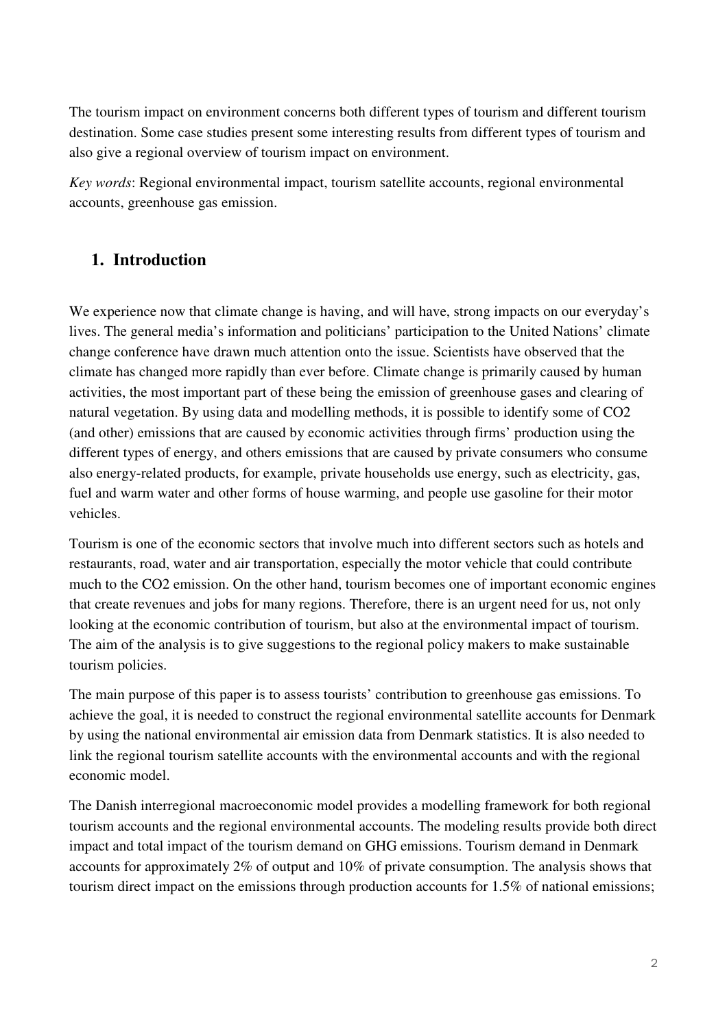The tourism impact on environment concerns both different types of tourism and different tourism destination. Some case studies present some interesting results from different types of tourism and also give a regional overview of tourism impact on environment.

*Key words*: Regional environmental impact, tourism satellite accounts, regional environmental accounts, greenhouse gas emission.

## 1. Introduction

We experience now that climate change is having, and will have, strong impacts on our everyday's lives. The general media's information and politicians' participation to the United Nations' climate change conference have drawn much attention onto the issue. Scientists have observed that the climate has changed more rapidly than ever before. Climate change is primarily caused by human activities, the most important part of these being the emission of greenhouse gases and clearing of natural vegetation. By using data and modelling methods, it is possible to identify some of CO2 (and other) emissions that are caused by economic activities through firms' production using the different types of energy, and others emissions that are caused by private consumers who consume also energy-related products, for example, private households use energy, such as electricity, gas, fuel and warm water and other forms of house warming, and people use gasoline for their motor vehicles.

Tourism is one of the economic sectors that involve much into different sectors such as hotels and restaurants, road, water and air transportation, especially the motor vehicle that could contribute much to the CO2 emission. On the other hand, tourism becomes one of important economic engines that create revenues and jobs for many regions. Therefore, there is an urgent need for us, not only looking at the economic contribution of tourism, but also at the environmental impact of tourism. The aim of the analysis is to give suggestions to the regional policy makers to make sustainable tourism policies.

The main purpose of this paper is to assess tourists' contribution to greenhouse gas emissions. To achieve the goal, it is needed to construct the regional environmental satellite accounts for Denmark by using the national environmental air emission data from Denmark statistics. It is also needed to link the regional tourism satellite accounts with the environmental accounts and with the regional economic model.

The Danish interregional macroeconomic model provides a modelling framework for both regional tourism accounts and the regional environmental accounts. The modeling results provide both direct impact and total impact of the tourism demand on GHG emissions. Tourism demand in Denmark accounts for approximately 2% of output and 10% of private consumption. The analysis shows that tourism direct impact on the emissions through production accounts for 1.5% of national emissions;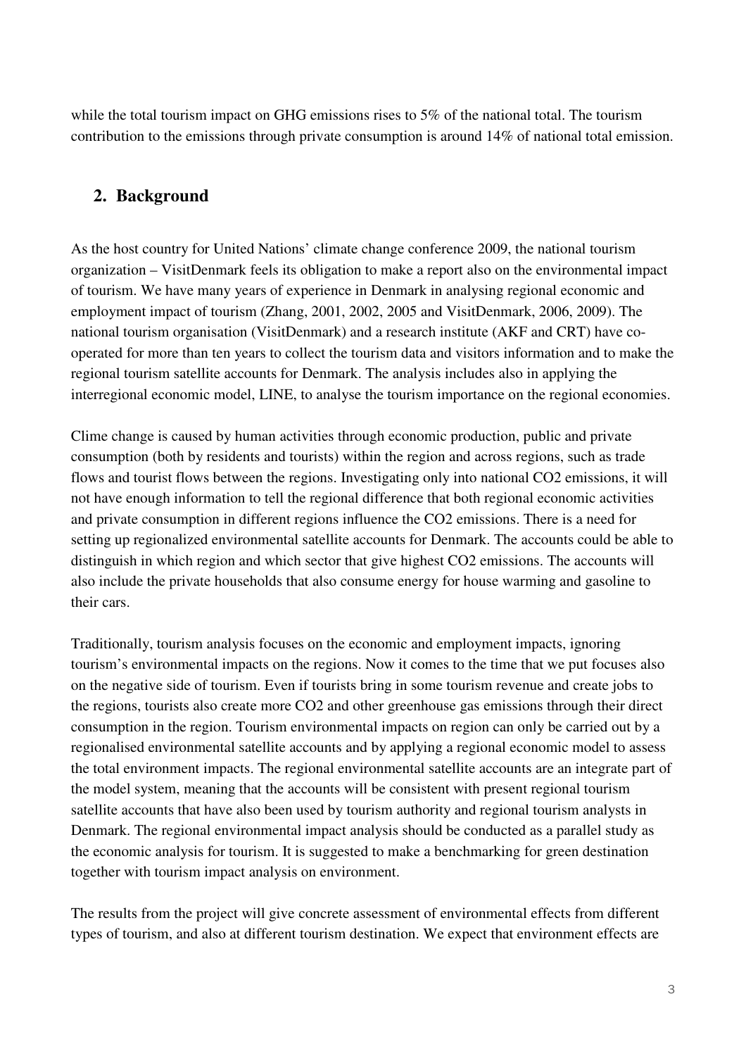while the total tourism impact on GHG emissions rises to 5% of the national total. The tourism contribution to the emissions through private consumption is around 14% of national total emission.

## 2. Background

As the host country for United Nations' climate change conference 2009, the national tourism organization – VisitDenmark feels its obligation to make a report also on the environmental impact of tourism. We have many years of experience in Denmark in analysing regional economic and employment impact of tourism (Zhang, 2001, 2002, 2005 and VisitDenmark, 2006, 2009). The national tourism organisation (VisitDenmark) and a research institute (AKF and CRT) have co-operated for more than ten years to collect the tourism data and visitors information and to make the regional tourism satellite accounts for Denmark. The analysis includes also in applying the interregional economic model, LINE, to analyse the tourism importance on the regional economies.

Clime change is caused by human activities through economic production, public and private consumption (both by residents and tourists) within the region and across regions, such as trade flows and tourist flows between the regions. Investigating only into national $CO_2$ emissions, it will not have enough information to tell the regional difference that both regional economic activities and private consumption in different regions influence the $CO_2$ emissions. There is a need for setting up regionalized environmental satellite accounts for Denmark. The accounts could be able to distinguish in which region and which sector that give highest $CO_2$ emissions. The accounts will also include the private households that also consume energy for house warming and gasoline to their cars.

Traditionally, tourism analysis focuses on the economic and employment impacts, ignoring tourism's environmental impacts on the regions. Now it comes to the time that we put focuses also on the negative side of tourism. Even if tourists bring in some tourism revenue and create jobs to the regions, tourists also create more $CO_2$ and other greenhouse gas emissions through their direct consumption in the region. Tourism environmental impacts on region can only be carried out by a regionalised environmental satellite accounts and by applying a regional economic model to assess the total environment impacts. The regional environmental satellite accounts are an integrate part of the model system, meaning that the accounts will be consistent with present regional tourism satellite accounts that have also been used by tourism authority and regional tourism analysts in Denmark. The regional environmental impact analysis should be conducted as a parallel study as the economic analysis for tourism. It is suggested to make a benchmarking for green destination together with tourism impact analysis on environment.

The results from the project will give concrete assessment of environmental effects from different types of tourism, and also at different tourism destination. We expect that environment effects are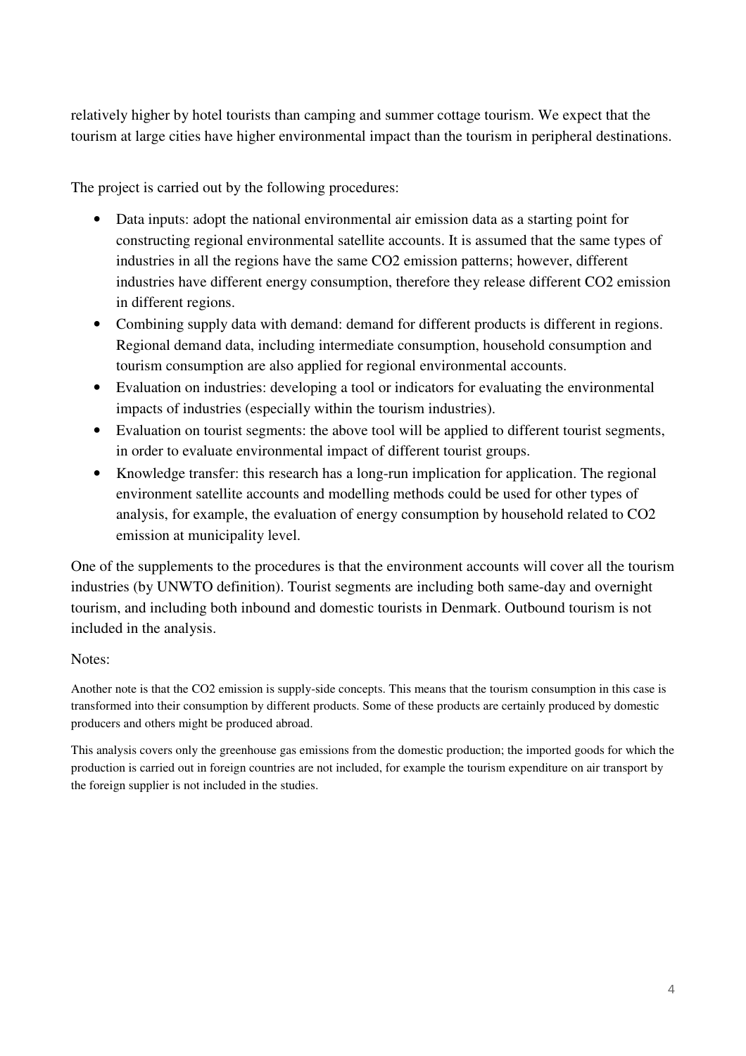relatively higher by hotel tourists than camping and summer cottage tourism. We expect that the tourism at large cities have higher environmental impact than the tourism in peripheral destinations.

The project is carried out by the following procedures:

- Data inputs: adopt the national environmental air emission data as a starting point for constructing regional environmental satellite accounts. It is assumed that the same types of industries in all the regions have the same $CO_2$ emission patterns; however, different industries have different energy consumption, therefore they release different $CO_2$ emission in different regions.
- Combining supply data with demand: demand for different products is different in regions. Regional demand data, including intermediate consumption, household consumption and tourism consumption are also applied for regional environmental accounts.
- Evaluation on industries: developing a tool or indicators for evaluating the environmental impacts of industries (especially within the tourism industries).
- Evaluation on tourist segments: the above tool will be applied to different tourist segments, in order to evaluate environmental impact of different tourist groups.
- Knowledge transfer: this research has a long-run implication for application. The regional environment satellite accounts and modelling methods could be used for other types of analysis, for example, the evaluation of energy consumption by household related to $CO_2$ emission at municipality level.

One of the supplements to the procedures is that the environment accounts will cover all the tourism industries (by UNWTO definition). Tourist segments are including both same-day and overnight tourism, and including both inbound and domestic tourists in Denmark. Outbound tourism is not included in the analysis.

Notes:

Another note is that the $CO_2$ emission is supply-side concepts. This means that the tourism consumption in this case is transformed into their consumption by different products. Some of these products are certainly produced by domestic producers and others might be produced abroad.

This analysis covers only the greenhouse gas emissions from the domestic production; the imported goods for which the production is carried out in foreign countries are not included, for example the tourism expenditure on air transport by the foreign supplier is not included in the studies.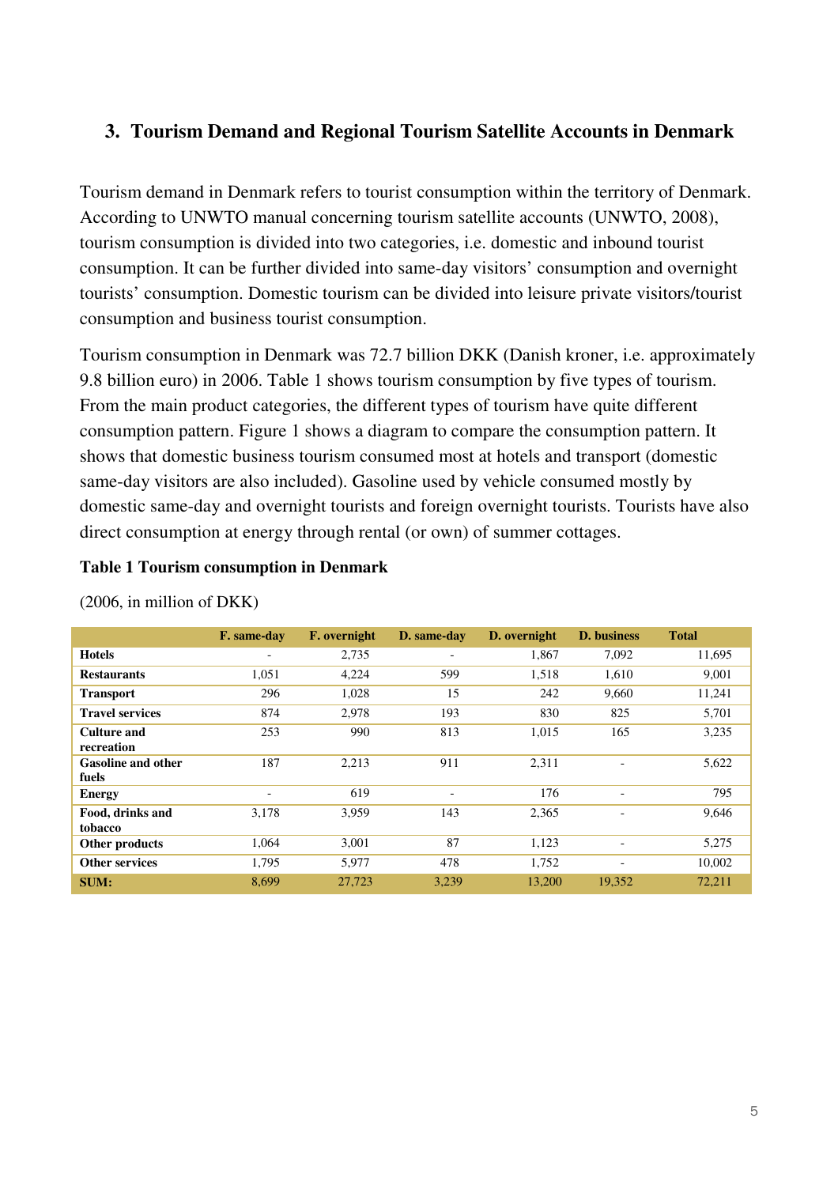## 3. Tourism Demand and Regional Tourism Satellite Accounts in Denmark

Tourism demand in Denmark refers to tourist consumption within the territory of Denmark. According to UNWTO manual concerning tourism satellite accounts (UNWTO, 2008), tourism consumption is divided into two categories, i.e. domestic and inbound tourist consumption. It can be further divided into same-day visitors' consumption and overnight tourists' consumption. Domestic tourism can be divided into leisure private visitors/tourist consumption and business tourist consumption.

Tourism consumption in Denmark was 72.7 billion DKK (Danish kroner, i.e. approximately 9.8 billion euro) in 2006. Table 1 shows tourism consumption by five types of tourism. From the main product categories, the different types of tourism have quite different consumption pattern. Figure 1 shows a diagram to compare the consumption pattern. It shows that domestic business tourism consumed most at hotels and transport (domestic same-day visitors are also included). Gasoline used by vehicle consumed mostly by domestic same-day and overnight tourists and foreign overnight tourists. Tourists have also direct consumption at energy through rental (or own) of summer cottages.

**Table 1 Tourism consumption in Denmark**

(2006, in million of DKK)

| | F. same-day | F. overnight | D. same-day | D. overnight | D. business | Total |
|---|---|---|---|---|---|---|
| **Hotels** | - | 2,735 | - | 1,867 | 7,092 | 11,695 |
| **Restaurants** | 1,051 | 4,224 | 599 | 1,518 | 1,610 | 9,001 |
| **Transport** | 296 | 1,028 | 15 | 242 | 9,660 | 11,241 |
| **Travel services** | 874 | 2,978 | 193 | 830 | 825 | 5,701 |
| **Culture and recreation** | 253 | 990 | 813 | 1,015 | 165 | 3,235 |
| **Gasoline and other fuels** | 187 | 2,213 | 911 | 2,311 | - | 5,622 |
| **Energy** | - | 619 | - | 176 | - | 795 |
| **Food, drinks and tobacco** | 3,178 | 3,959 | 143 | 2,365 | - | 9,646 |
| **Other products** | 1,064 | 3,001 | 87 | 1,123 | - | 5,275 |
| **Other services** | 1,795 | 5,977 | 478 | 1,752 | - | 10,002 |
| **SUM:** | 8,699 | 27,723 | 3,239 | 13,200 | 19,352 | 72,211 |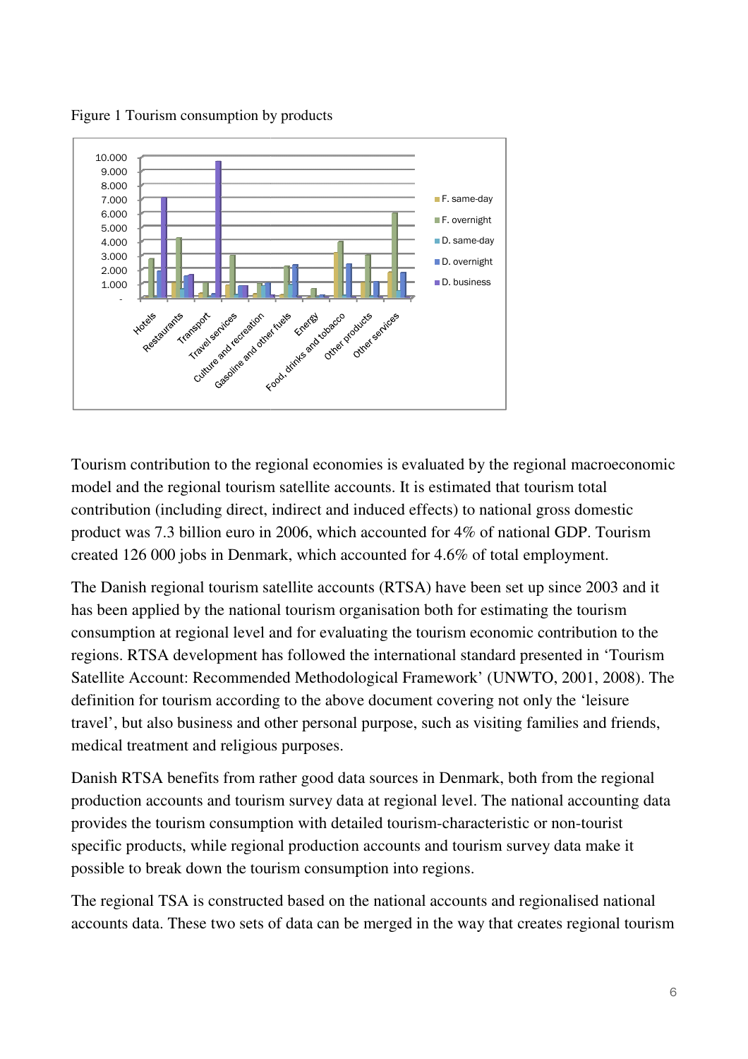Figure 1 Tourism consumption by products

Tourism contribution to the regional economies is evaluated by the regional macroeconomic model and the regional tourism satellite accounts. It is estimated that tourism total contribution (including direct, indirect and induced effects) to national gross domestic product was 7.3 billion euro in 2006, which accounted for 4% of national GDP. Tourism created 126 000 jobs in Denmark, which accounted for 4.6% of total employment.

The Danish regional tourism satellite accounts (RTSA) have been set up since 2003 and it has been applied by the national tourism organisation both for estimating the tourism consumption at regional level and for evaluating the tourism economic contribution to the regions. RTSA development has followed the international standard presented in 'Tourism Satellite Account: Recommended Methodological Framework' (UNWTO, 2001, 2008). The definition for tourism according to the above document covering not only the 'leisure travel', but also business and other personal purpose, such as visiting families and friends, medical treatment and religious purposes.

Danish RTSA benefits from rather good data sources in Denmark, both from the regional production accounts and tourism survey data at regional level. The national accounting data provides the tourism consumption with detailed tourism-characteristic or non-tourist specific products, while regional production accounts and tourism survey data make it possible to break down the tourism consumption into regions.

The regional TSA is constructed based on the national accounts and regionalised national accounts data. These two sets of data can be merged in the way that creates regional tourism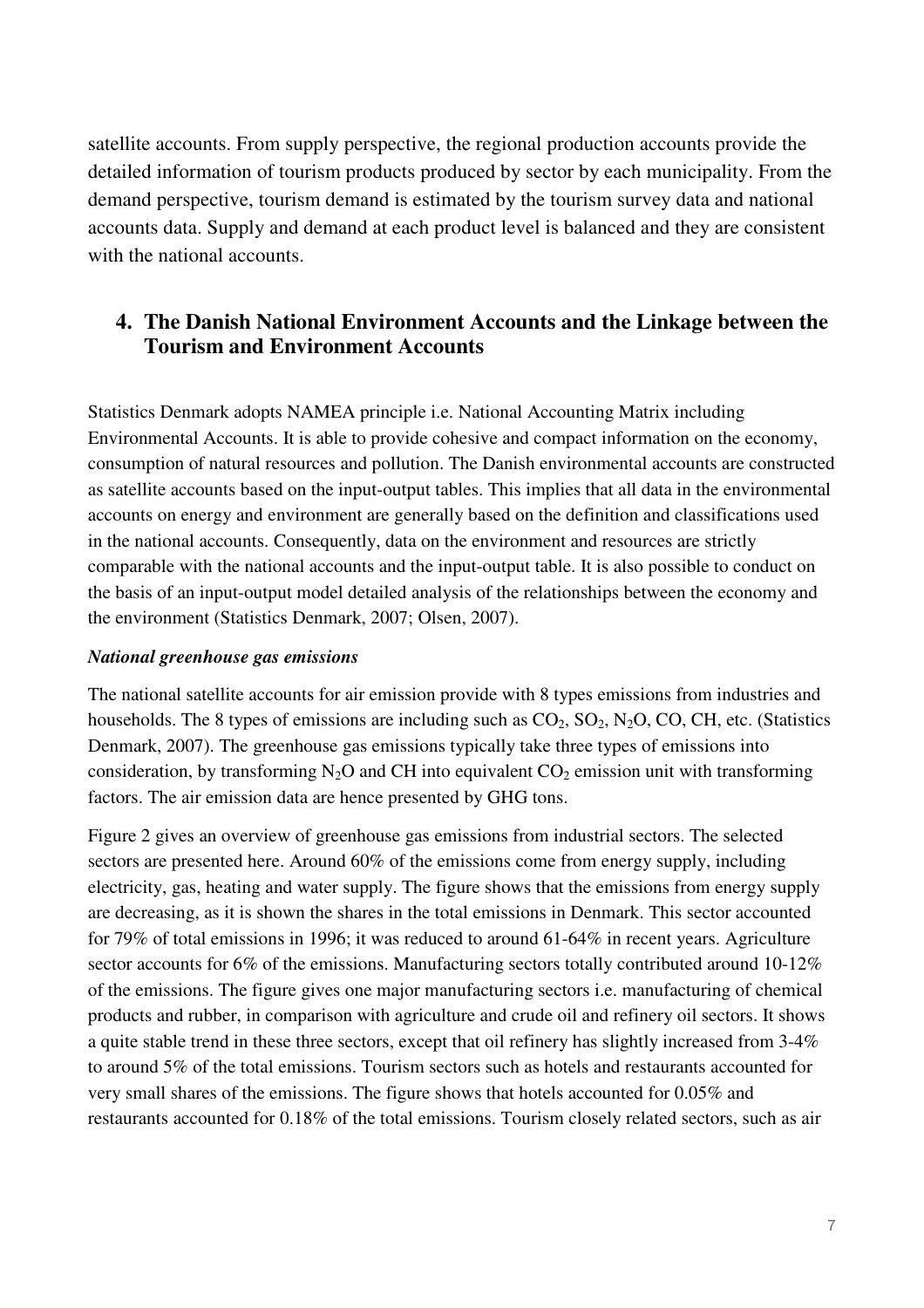satellite accounts. From supply perspective, the regional production accounts provide the detailed information of tourism products produced by sector by each municipality. From the demand perspective, tourism demand is estimated by the tourism survey data and national accounts data. Supply and demand at each product level is balanced and they are consistent with the national accounts.

## 4. The Danish National Environment Accounts and the Linkage between the Tourism and Environment Accounts

Statistics Denmark adopts NAMEA principle i.e. National Accounting Matrix including Environmental Accounts. It is able to provide cohesive and compact information on the economy, consumption of natural resources and pollution. The Danish environmental accounts are constructed as satellite accounts based on the input-output tables. This implies that all data in the environmental accounts on energy and environment are generally based on the definition and classifications used in the national accounts. Consequently, data on the environment and resources are strictly comparable with the national accounts and the input-output table. It is also possible to conduct on the basis of an input-output model detailed analysis of the relationships between the economy and the environment (Statistics Denmark, 2007; Olsen, 2007).

***National greenhouse gas emissions***

The national satellite accounts for air emission provide with 8 types emissions from industries and households. The 8 types of emissions are including such as $CO_2$, $SO_2$, $N_2O$, CO, CH, etc. (Statistics Denmark, 2007). The greenhouse gas emissions typically take three types of emissions into consideration, by transforming $N_2O$ and CH into equivalent $CO_2$ emission unit with transforming factors. The air emission data are hence presented by GHG tons.

Figure 2 gives an overview of greenhouse gas emissions from industrial sectors. The selected sectors are presented here. Around 60% of the emissions come from energy supply, including electricity, gas, heating and water supply. The figure shows that the emissions from energy supply are decreasing, as it is shown the shares in the total emissions in Denmark. This sector accounted for 79% of total emissions in 1996; it was reduced to around 61-64% in recent years. Agriculture sector accounts for 6% of the emissions. Manufacturing sectors totally contributed around 10-12% of the emissions. The figure gives one major manufacturing sectors i.e. manufacturing of chemical products and rubber, in comparison with agriculture and crude oil and refinery oil sectors. It shows a quite stable trend in these three sectors, except that oil refinery has slightly increased from 3-4% to around 5% of the total emissions. Tourism sectors such as hotels and restaurants accounted for very small shares of the emissions. The figure shows that hotels accounted for 0.05% and restaurants accounted for 0.18% of the total emissions. Tourism closely related sectors, such as air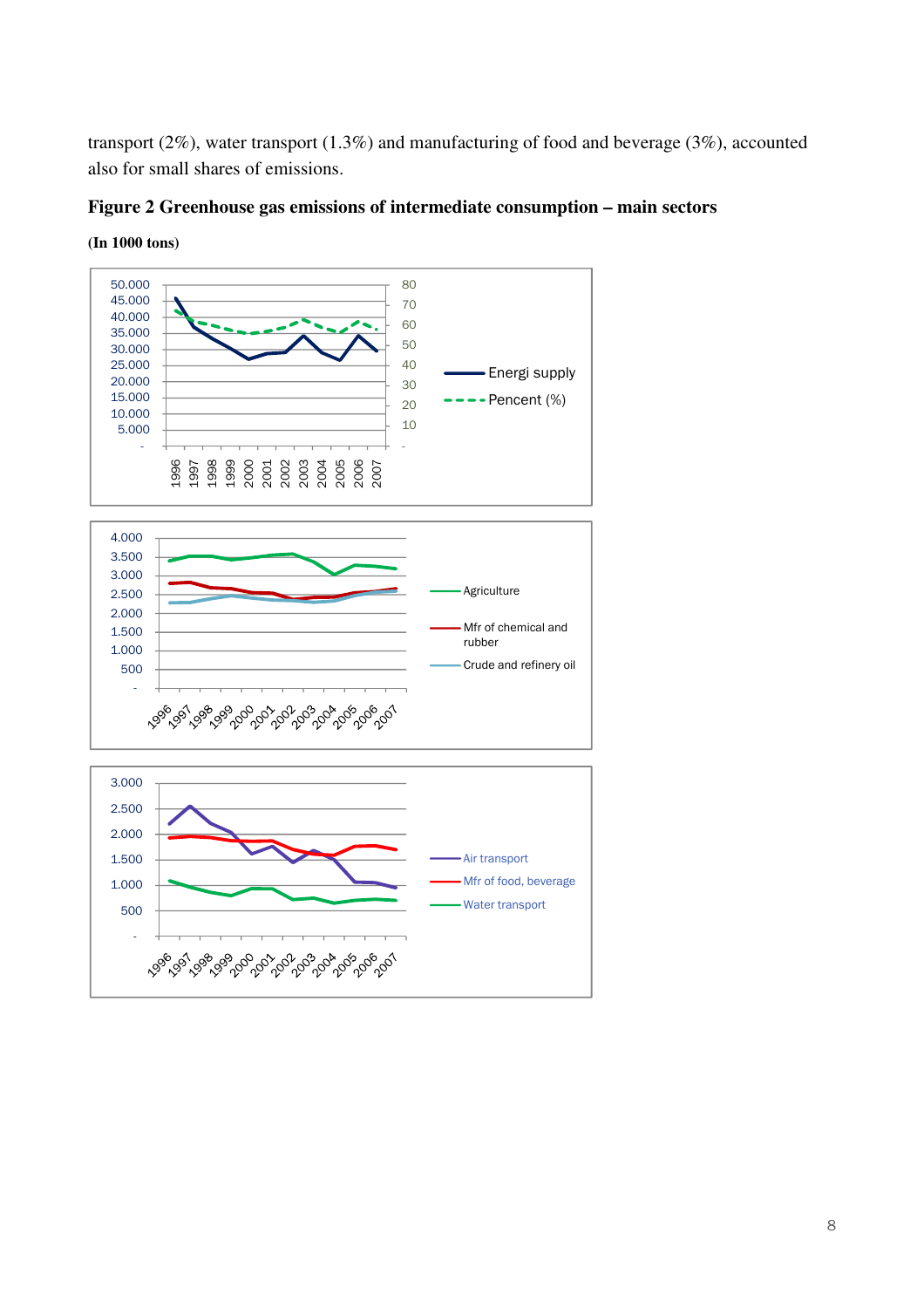transport (2%), water transport (1.3%) and manufacturing of food and beverage (3%), accounted also for small shares of emissions.

**Figure 2 Greenhouse gas emissions of intermediate consumption – main sectors**

**(In 1000 tons)**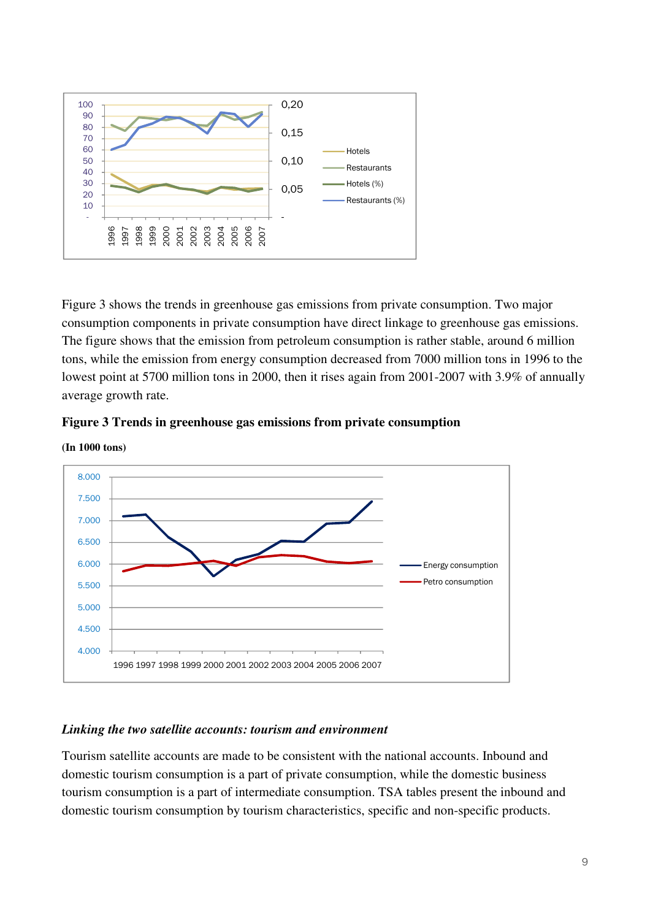Figure 3 shows the trends in greenhouse gas emissions from private consumption. Two major consumption components in private consumption have direct linkage to greenhouse gas emissions. The figure shows that the emission from petroleum consumption is rather stable, around 6 million tons, while the emission from energy consumption decreased from 7000 million tons in 1996 to the lowest point at 5700 million tons in 2000, then it rises again from 2001-2007 with 3.9% of annually average growth rate.

**Figure 3 Trends in greenhouse gas emissions from private consumption**

**(In 1000 tons)**

### *Linking the two satellite accounts: tourism and environment*

Tourism satellite accounts are made to be consistent with the national accounts. Inbound and domestic tourism consumption is a part of private consumption, while the domestic business tourism consumption is a part of intermediate consumption. TSA tables present the inbound and domestic tourism consumption by tourism characteristics, specific and non-specific products.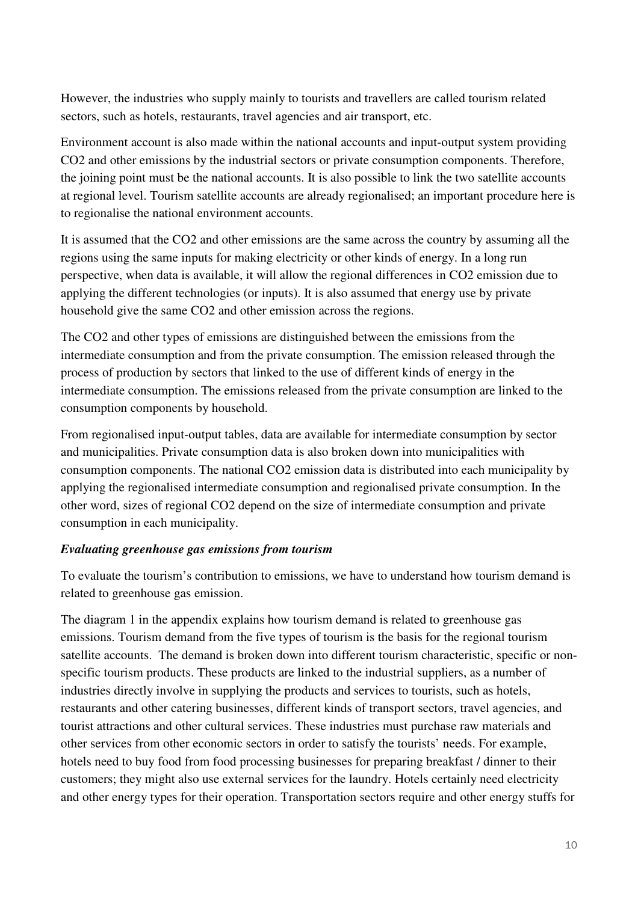However, the industries who supply mainly to tourists and travellers are called tourism related sectors, such as hotels, restaurants, travel agencies and air transport, etc.

Environment account is also made within the national accounts and input-output system providing $CO_2$ and other emissions by the industrial sectors or private consumption components. Therefore, the joining point must be the national accounts. It is also possible to link the two satellite accounts at regional level. Tourism satellite accounts are already regionalised; an important procedure here is to regionalise the national environment accounts.

It is assumed that the $CO_2$ and other emissions are the same across the country by assuming all the regions using the same inputs for making electricity or other kinds of energy. In a long run perspective, when data is available, it will allow the regional differences in $CO_2$ emission due to applying the different technologies (or inputs). It is also assumed that energy use by private household give the same $CO_2$ and other emission across the regions.

The $CO_2$ and other types of emissions are distinguished between the emissions from the intermediate consumption and from the private consumption. The emission released through the process of production by sectors that linked to the use of different kinds of energy in the intermediate consumption. The emissions released from the private consumption are linked to the consumption components by household.

From regionalised input-output tables, data are available for intermediate consumption by sector and municipalities. Private consumption data is also broken down into municipalities with consumption components. The national $CO_2$ emission data is distributed into each municipality by applying the regionalised intermediate consumption and regionalised private consumption. In the other word, sizes of regional $CO_2$ depend on the size of intermediate consumption and private consumption in each municipality.

***Evaluating greenhouse gas emissions from tourism***

To evaluate the tourism's contribution to emissions, we have to understand how tourism demand is related to greenhouse gas emission.

The diagram 1 in the appendix explains how tourism demand is related to greenhouse gas emissions. Tourism demand from the five types of tourism is the basis for the regional tourism satellite accounts. The demand is broken down into different tourism characteristic, specific or non-specific tourism products. These products are linked to the industrial suppliers, as a number of industries directly involve in supplying the products and services to tourists, such as hotels, restaurants and other catering businesses, different kinds of transport sectors, travel agencies, and tourist attractions and other cultural services. These industries must purchase raw materials and other services from other economic sectors in order to satisfy the tourists' needs. For example, hotels need to buy food from food processing businesses for preparing breakfast / dinner to their customers; they might also use external services for the laundry. Hotels certainly need electricity and other energy types for their operation. Transportation sectors require and other energy stuffs for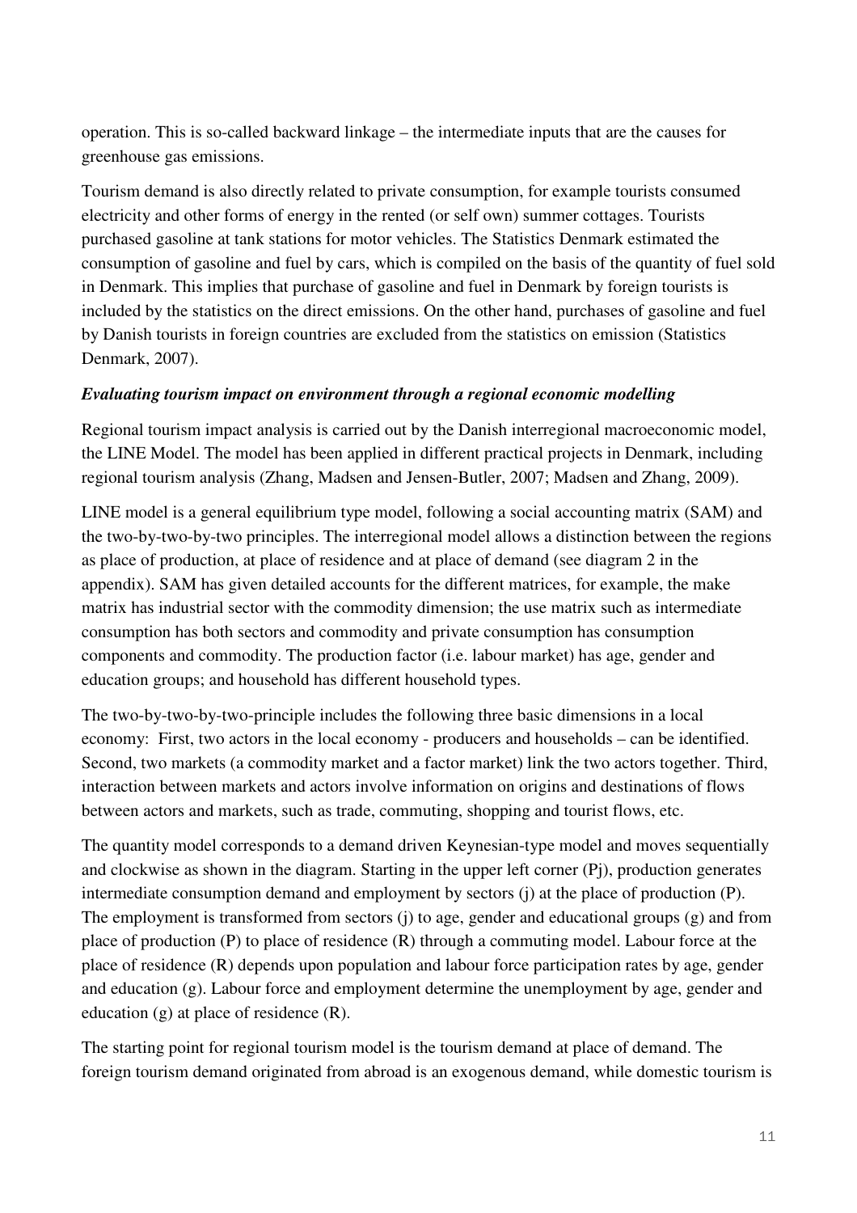operation. This is so-called backward linkage – the intermediate inputs that are the causes for greenhouse gas emissions.

Tourism demand is also directly related to private consumption, for example tourists consumed electricity and other forms of energy in the rented (or self own) summer cottages. Tourists purchased gasoline at tank stations for motor vehicles. The Statistics Denmark estimated the consumption of gasoline and fuel by cars, which is compiled on the basis of the quantity of fuel sold in Denmark. This implies that purchase of gasoline and fuel in Denmark by foreign tourists is included by the statistics on the direct emissions. On the other hand, purchases of gasoline and fuel by Danish tourists in foreign countries are excluded from the statistics on emission (Statistics Denmark, 2007).

***Evaluating tourism impact on environment through a regional economic modelling***

Regional tourism impact analysis is carried out by the Danish interregional macroeconomic model, the LINE Model. The model has been applied in different practical projects in Denmark, including regional tourism analysis (Zhang, Madsen and Jensen-Butler, 2007; Madsen and Zhang, 2009).

LINE model is a general equilibrium type model, following a social accounting matrix (SAM) and the two-by-two-by-two principles. The interregional model allows a distinction between the regions as place of production, at place of residence and at place of demand (see diagram 2 in the appendix). SAM has given detailed accounts for the different matrices, for example, the make matrix has industrial sector with the commodity dimension; the use matrix such as intermediate consumption has both sectors and commodity and private consumption has consumption components and commodity. The production factor (i.e. labour market) has age, gender and education groups; and household has different household types.

The two-by-two-by-two-principle includes the following three basic dimensions in a local economy: First, two actors in the local economy - producers and households – can be identified. Second, two markets (a commodity market and a factor market) link the two actors together. Third, interaction between markets and actors involve information on origins and destinations of flows between actors and markets, such as trade, commuting, shopping and tourist flows, etc.

The quantity model corresponds to a demand driven Keynesian-type model and moves sequentially and clockwise as shown in the diagram. Starting in the upper left corner (Pj), production generates intermediate consumption demand and employment by sectors (j) at the place of production (P). The employment is transformed from sectors (j) to age, gender and educational groups (g) and from place of production (P) to place of residence (R) through a commuting model. Labour force at the place of residence (R) depends upon population and labour force participation rates by age, gender and education (g). Labour force and employment determine the unemployment by age, gender and education (g) at place of residence (R).

The starting point for regional tourism model is the tourism demand at place of demand. The foreign tourism demand originated from abroad is an exogenous demand, while domestic tourism is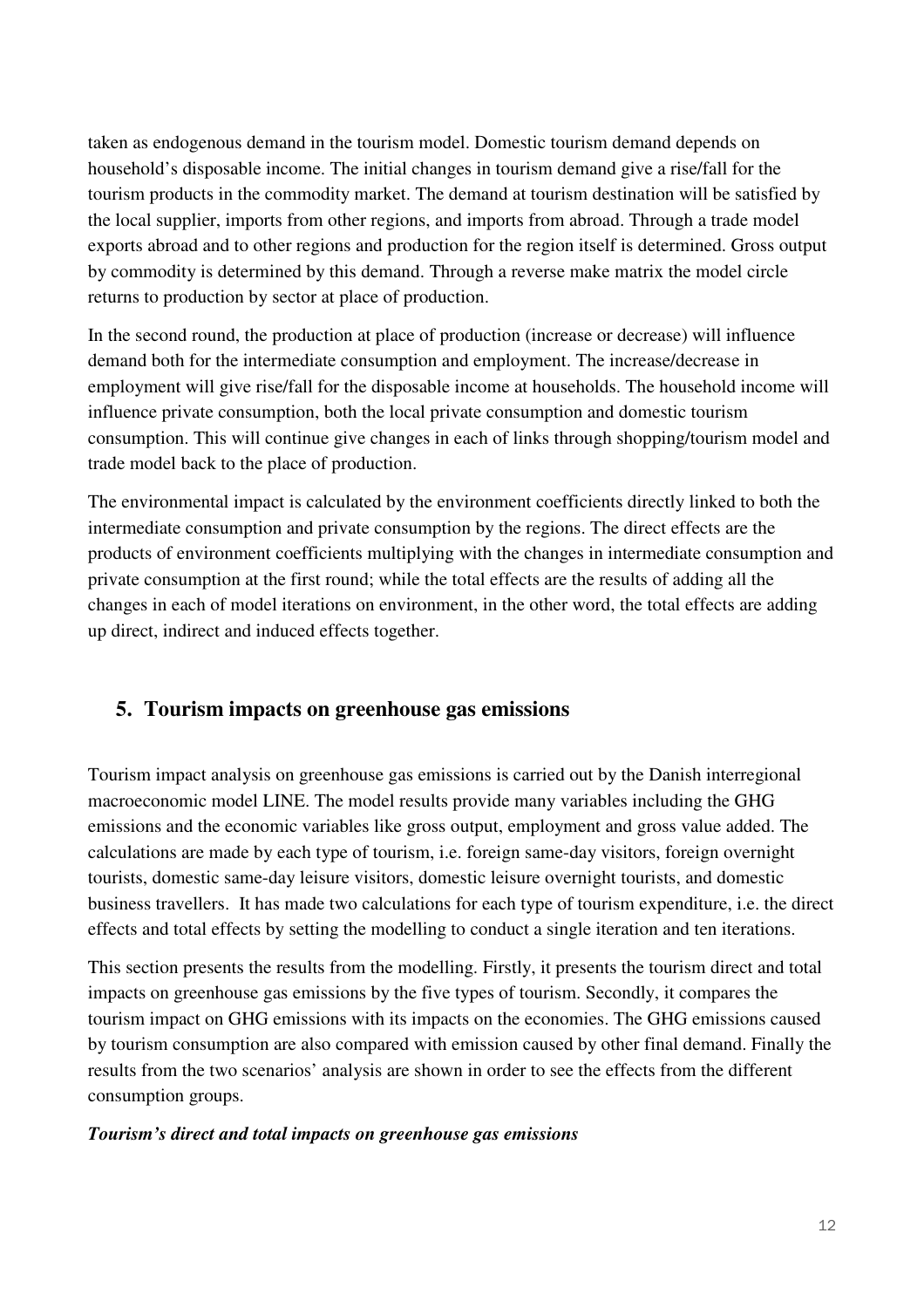taken as endogenous demand in the tourism model. Domestic tourism demand depends on household's disposable income. The initial changes in tourism demand give a rise/fall for the tourism products in the commodity market. The demand at tourism destination will be satisfied by the local supplier, imports from other regions, and imports from abroad. Through a trade model exports abroad and to other regions and production for the region itself is determined. Gross output by commodity is determined by this demand. Through a reverse make matrix the model circle returns to production by sector at place of production.

In the second round, the production at place of production (increase or decrease) will influence demand both for the intermediate consumption and employment. The increase/decrease in employment will give rise/fall for the disposable income at households. The household income will influence private consumption, both the local private consumption and domestic tourism consumption. This will continue give changes in each of links through shopping/tourism model and trade model back to the place of production.

The environmental impact is calculated by the environment coefficients directly linked to both the intermediate consumption and private consumption by the regions. The direct effects are the products of environment coefficients multiplying with the changes in intermediate consumption and private consumption at the first round; while the total effects are the results of adding all the changes in each of model iterations on environment, in the other word, the total effects are adding up direct, indirect and induced effects together.

## 5. Tourism impacts on greenhouse gas emissions

Tourism impact analysis on greenhouse gas emissions is carried out by the Danish interregional macroeconomic model LINE. The model results provide many variables including the GHG emissions and the economic variables like gross output, employment and gross value added. The calculations are made by each type of tourism, i.e. foreign same-day visitors, foreign overnight tourists, domestic same-day leisure visitors, domestic leisure overnight tourists, and domestic business travellers. It has made two calculations for each type of tourism expenditure, i.e. the direct effects and total effects by setting the modelling to conduct a single iteration and ten iterations.

This section presents the results from the modelling. Firstly, it presents the tourism direct and total impacts on greenhouse gas emissions by the five types of tourism. Secondly, it compares the tourism impact on GHG emissions with its impacts on the economies. The GHG emissions caused by tourism consumption are also compared with emission caused by other final demand. Finally the results from the two scenarios' analysis are shown in order to see the effects from the different consumption groups.

***Tourism's direct and total impacts on greenhouse gas emissions***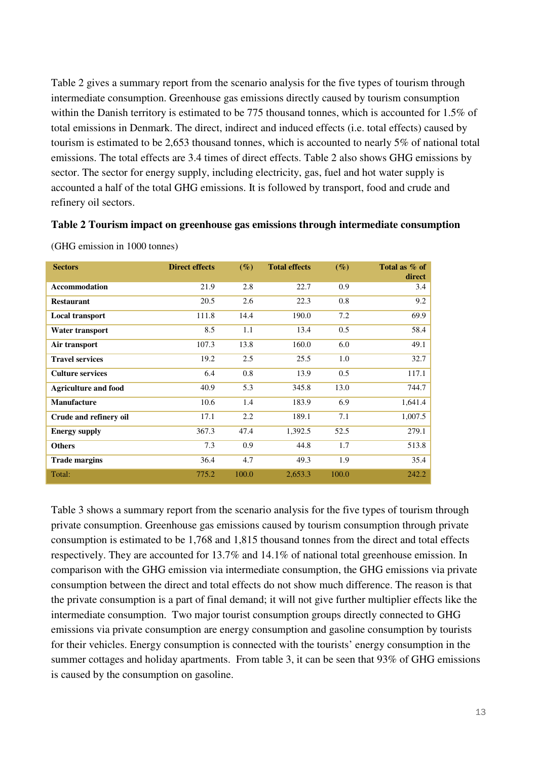Table 2 gives a summary report from the scenario analysis for the five types of tourism through intermediate consumption. Greenhouse gas emissions directly caused by tourism consumption within the Danish territory is estimated to be 775 thousand tonnes, which is accounted for 1.5% of total emissions in Denmark. The direct, indirect and induced effects (i.e. total effects) caused by tourism is estimated to be 2,653 thousand tonnes, which is accounted to nearly 5% of national total emissions. The total effects are 3.4 times of direct effects. Table 2 also shows GHG emissions by sector. The sector for energy supply, including electricity, gas, fuel and hot water supply is accounted a half of the total GHG emissions. It is followed by transport, food and crude and refinery oil sectors.

**Table 2 Tourism impact on greenhouse gas emissions through intermediate consumption**

(GHG emission in 1000 tonnes)

| Sectors | Direct effects | (%) | Total effects | (%) | Total as % of direct |
|---|---|---|---|---|---|
| **Accommodation** | 21.9 | 2.8 | 22.7 | 0.9 | 3.4 |
| **Restaurant** | 20.5 | 2.6 | 22.3 | 0.8 | 9.2 |
| **Local transport** | 111.8 | 14.4 | 190.0 | 7.2 | 69.9 |
| **Water transport** | 8.5 | 1.1 | 13.4 | 0.5 | 58.4 |
| **Air transport** | 107.3 | 13.8 | 160.0 | 6.0 | 49.1 |
| **Travel services** | 19.2 | 2.5 | 25.5 | 1.0 | 32.7 |
| **Culture services** | 6.4 | 0.8 | 13.9 | 0.5 | 117.1 |
| **Agriculture and food** | 40.9 | 5.3 | 345.8 | 13.0 | 744.7 |
| **Manufacture** | 10.6 | 1.4 | 183.9 | 6.9 | 1,641.4 |
| **Crude and refinery oil** | 17.1 | 2.2 | 189.1 | 7.1 | 1,007.5 |
| **Energy supply** | 367.3 | 47.4 | 1,392.5 | 52.5 | 279.1 |
| **Others** | 7.3 | 0.9 | 44.8 | 1.7 | 513.8 |
| **Trade margins** | 36.4 | 4.7 | 49.3 | 1.9 | 35.4 |
| Total: | 775.2 | 100.0 | 2,653.3 | 100.0 | 242.2 |

Table 3 shows a summary report from the scenario analysis for the five types of tourism through private consumption. Greenhouse gas emissions caused by tourism consumption through private consumption is estimated to be 1,768 and 1,815 thousand tonnes from the direct and total effects respectively. They are accounted for 13.7% and 14.1% of national total greenhouse emission. In comparison with the GHG emission via intermediate consumption, the GHG emissions via private consumption between the direct and total effects do not show much difference. The reason is that the private consumption is a part of final demand; it will not give further multiplier effects like the intermediate consumption. Two major tourist consumption groups directly connected to GHG emissions via private consumption are energy consumption and gasoline consumption by tourists for their vehicles. Energy consumption is connected with the tourists' energy consumption in the summer cottages and holiday apartments. From table 3, it can be seen that 93% of GHG emissions is caused by the consumption on gasoline.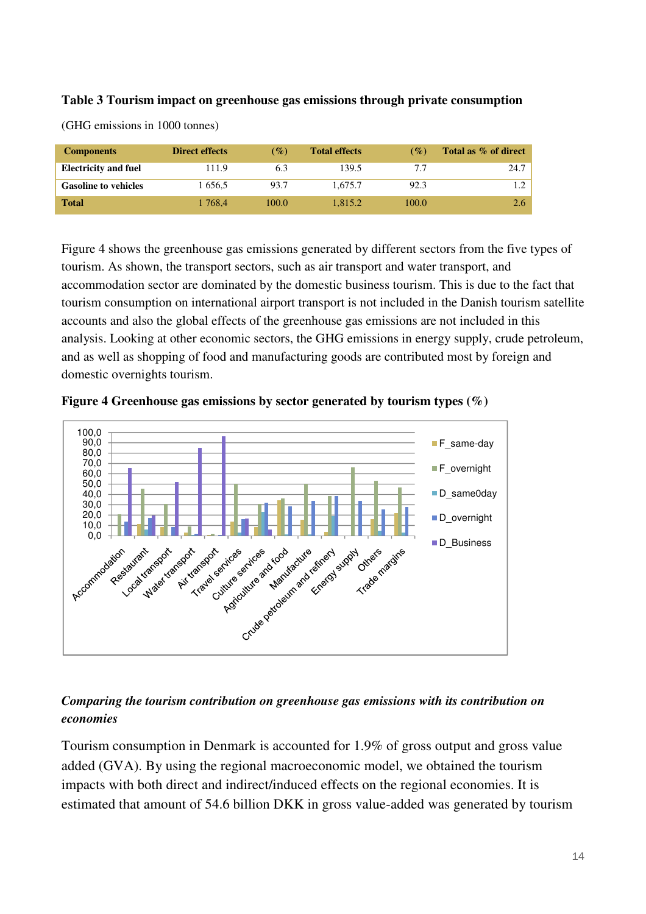**Table 3 Tourism impact on greenhouse gas emissions through private consumption**

(GHG emissions in 1000 tonnes)

| Components | Direct effects | (%) | Total effects | (%) | Total as % of direct |
|---|---|---|---|---|---|
| **Electricity and fuel** | 111.9 | 6.3 | 139.5 | 7.7 | 24.7 |
| **Gasoline to vehicles** | 1 656,5 | 93.7 | 1,675.7 | 92.3 | 1.2 |
| **Total** | 1 768,4 | 100.0 | 1,815.2 | 100.0 | 2.6 |

Figure 4 shows the greenhouse gas emissions generated by different sectors from the five types of tourism. As shown, the transport sectors, such as air transport and water transport, and accommodation sector are dominated by the domestic business tourism. This is due to the fact that tourism consumption on international airport transport is not included in the Danish tourism satellite accounts and also the global effects of the greenhouse gas emissions are not included in this analysis. Looking at other economic sectors, the GHG emissions in energy supply, crude petroleum, and as well as shopping of food and manufacturing goods are contributed most by foreign and domestic overnights tourism.

**Figure 4 Greenhouse gas emissions by sector generated by tourism types (%)**

***Comparing the tourism contribution on greenhouse gas emissions with its contribution on economies***

Tourism consumption in Denmark is accounted for 1.9% of gross output and gross value added (GVA). By using the regional macroeconomic model, we obtained the tourism impacts with both direct and indirect/induced effects on the regional economies. It is estimated that amount of 54.6 billion DKK in gross value-added was generated by tourism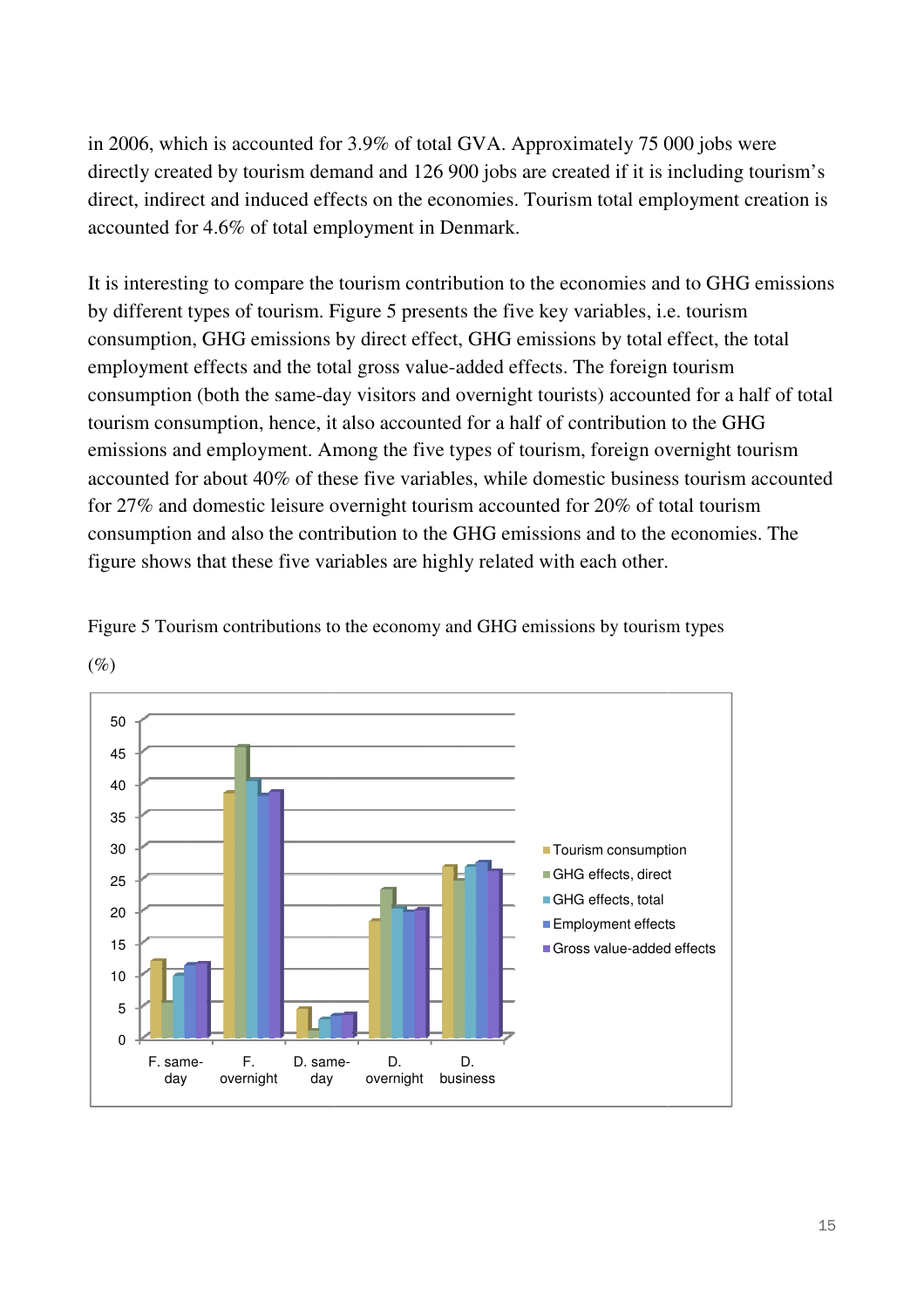in 2006, which is accounted for 3.9% of total GVA. Approximately 75 000 jobs were directly created by tourism demand and 126 900 jobs are created if it is including tourism's direct, indirect and induced effects on the economies. Tourism total employment creation is accounted for 4.6% of total employment in Denmark.

It is interesting to compare the tourism contribution to the economies and to GHG emissions by different types of tourism. Figure 5 presents the five key variables, i.e. tourism consumption, GHG emissions by direct effect, GHG emissions by total effect, the total employment effects and the total gross value-added effects. The foreign tourism consumption (both the same-day visitors and overnight tourists) accounted for a half of total tourism consumption, hence, it also accounted for a half of contribution to the GHG emissions and employment. Among the five types of tourism, foreign overnight tourism accounted for about 40% of these five variables, while domestic business tourism accounted for 27% and domestic leisure overnight tourism accounted for 20% of total tourism consumption and also the contribution to the GHG emissions and to the economies. The figure shows that these five variables are highly related with each other.

Figure 5 Tourism contributions to the economy and GHG emissions by tourism types (%)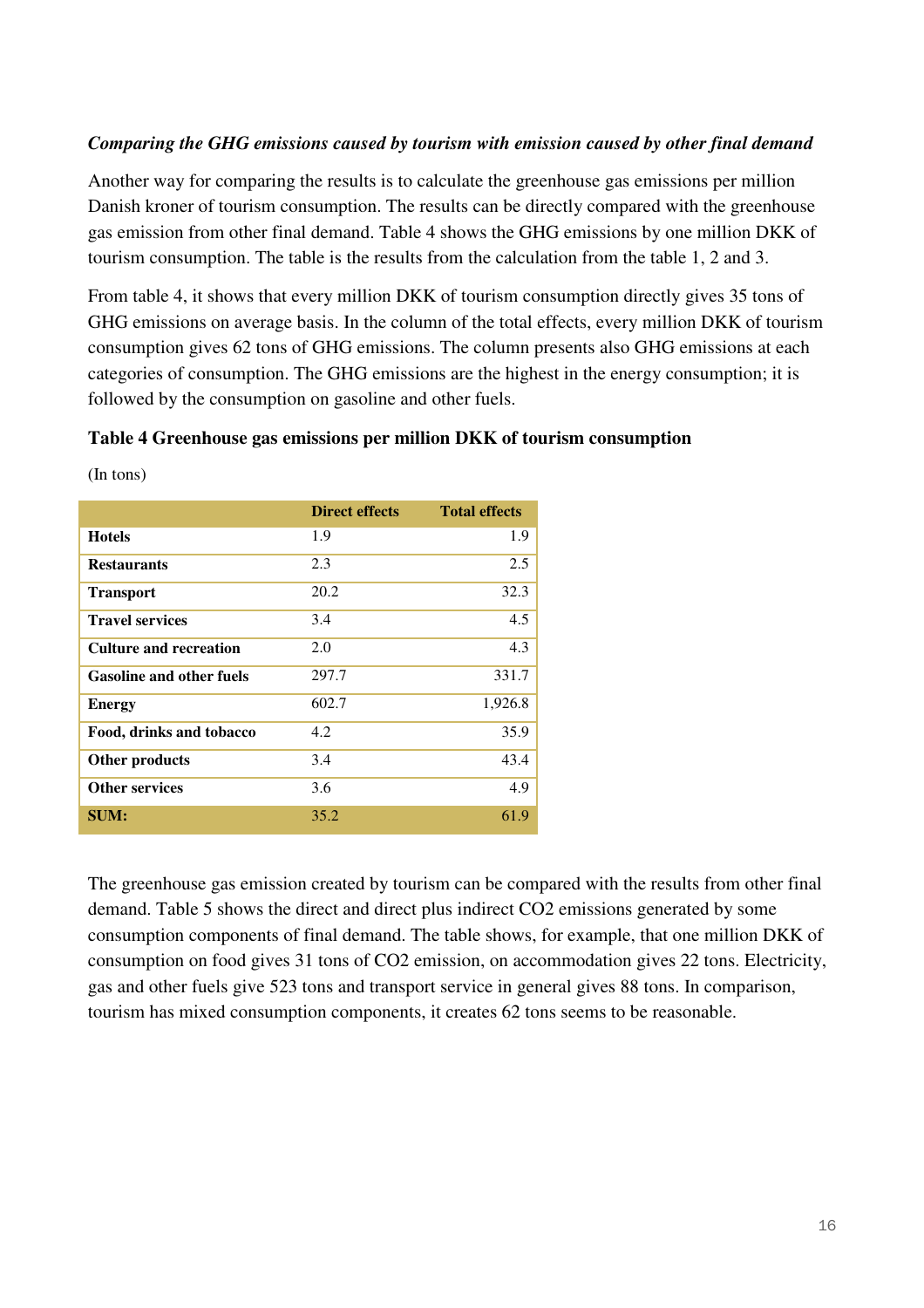***Comparing the GHG emissions caused by tourism with emission caused by other final demand***

Another way for comparing the results is to calculate the greenhouse gas emissions per million Danish kroner of tourism consumption. The results can be directly compared with the greenhouse gas emission from other final demand. Table 4 shows the GHG emissions by one million DKK of tourism consumption. The table is the results from the calculation from the table 1, 2 and 3.

From table 4, it shows that every million DKK of tourism consumption directly gives 35 tons of GHG emissions on average basis. In the column of the total effects, every million DKK of tourism consumption gives 62 tons of GHG emissions. The column presents also GHG emissions at each categories of consumption. The GHG emissions are the highest in the energy consumption; it is followed by the consumption on gasoline and other fuels.

**Table 4 Greenhouse gas emissions per million DKK of tourism consumption**

(In tons)

| | Direct effects | Total effects |
|---|---|---|
| **Hotels** | 1.9 | 1.9 |
| **Restaurants** | 2.3 | 2.5 |
| **Transport** | 20.2 | 32.3 |
| **Travel services** | 3.4 | 4.5 |
| **Culture and recreation** | 2.0 | 4.3 |
| **Gasoline and other fuels** | 297.7 | 331.7 |
| **Energy** | 602.7 | 1,926.8 |
| **Food, drinks and tobacco** | 4.2 | 35.9 |
| **Other products** | 3.4 | 43.4 |
| **Other services** | 3.6 | 4.9 |
| **SUM:** | 35.2 | 61.9 |

The greenhouse gas emission created by tourism can be compared with the results from other final demand. Table 5 shows the direct and direct plus indirect $CO_2$ emissions generated by some consumption components of final demand. The table shows, for example, that one million DKK of consumption on food gives 31 tons of $CO_2$ emission, on accommodation gives 22 tons. Electricity, gas and other fuels give 523 tons and transport service in general gives 88 tons. In comparison, tourism has mixed consumption components, it creates 62 tons seems to be reasonable.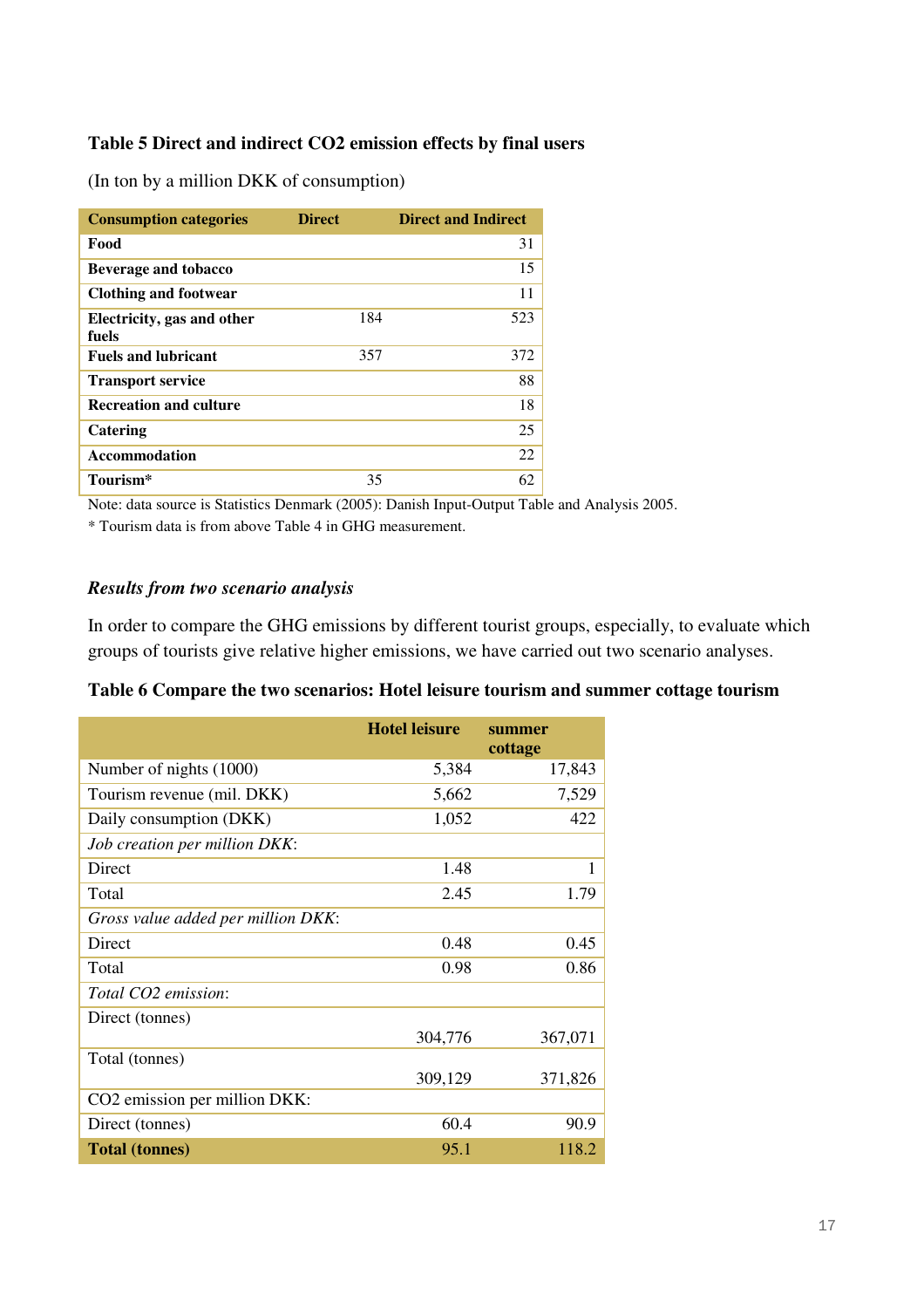**Table 5 Direct and indirect $CO_2$ emission effects by final users**

(In ton by a million DKK of consumption)

| Consumption categories | Direct | Direct and Indirect |
|---|---|---|
| **Food** | | 31 |
| **Beverage and tobacco** | | 15 |
| **Clothing and footwear** | | 11 |
| **Electricity, gas and other fuels** | 184 | 523 |
| **Fuels and lubricant** | 357 | 372 |
| **Transport service** | | 88 |
| **Recreation and culture** | | 18 |
| **Catering** | | 25 |
| **Accommodation** | | 22 |
| **Tourism*** | 35 | 62 |

Note: data source is Statistics Denmark (2005): Danish Input-Output Table and Analysis 2005.

\* Tourism data is from above Table 4 in GHG measurement.

### *Results from two scenario analysis*

In order to compare the GHG emissions by different tourist groups, especially, to evaluate which groups of tourists give relative higher emissions, we have carried out two scenario analyses.

**Table 6 Compare the two scenarios: Hotel leisure tourism and summer cottage tourism**

| | Hotel leisure | summer cottage |
|---|---|---|
| Number of nights (1000) | 5,384 | 17,843 |
| Tourism revenue (mil. DKK) | 5,662 | 7,529 |
| Daily consumption (DKK) | 1,052 | 422 |
| *Job creation per million DKK*: | | |
| Direct | 1.48 | 1 |
| Total | 2.45 | 1.79 |
| *Gross value added per million DKK*: | | |
| Direct | 0.48 | 0.45 |
| Total | 0.98 | 0.86 |
| *Total $CO_2$ emission*: | | |
| Direct (tonnes) | 304,776 | 367,071 |
| Total (tonnes) | 309,129 | 371,826 |
| $CO_2$ emission per million DKK: | | |
| Direct (tonnes) | 60.4 | 90.9 |
| **Total (tonnes)** | 95.1 | 118.2 |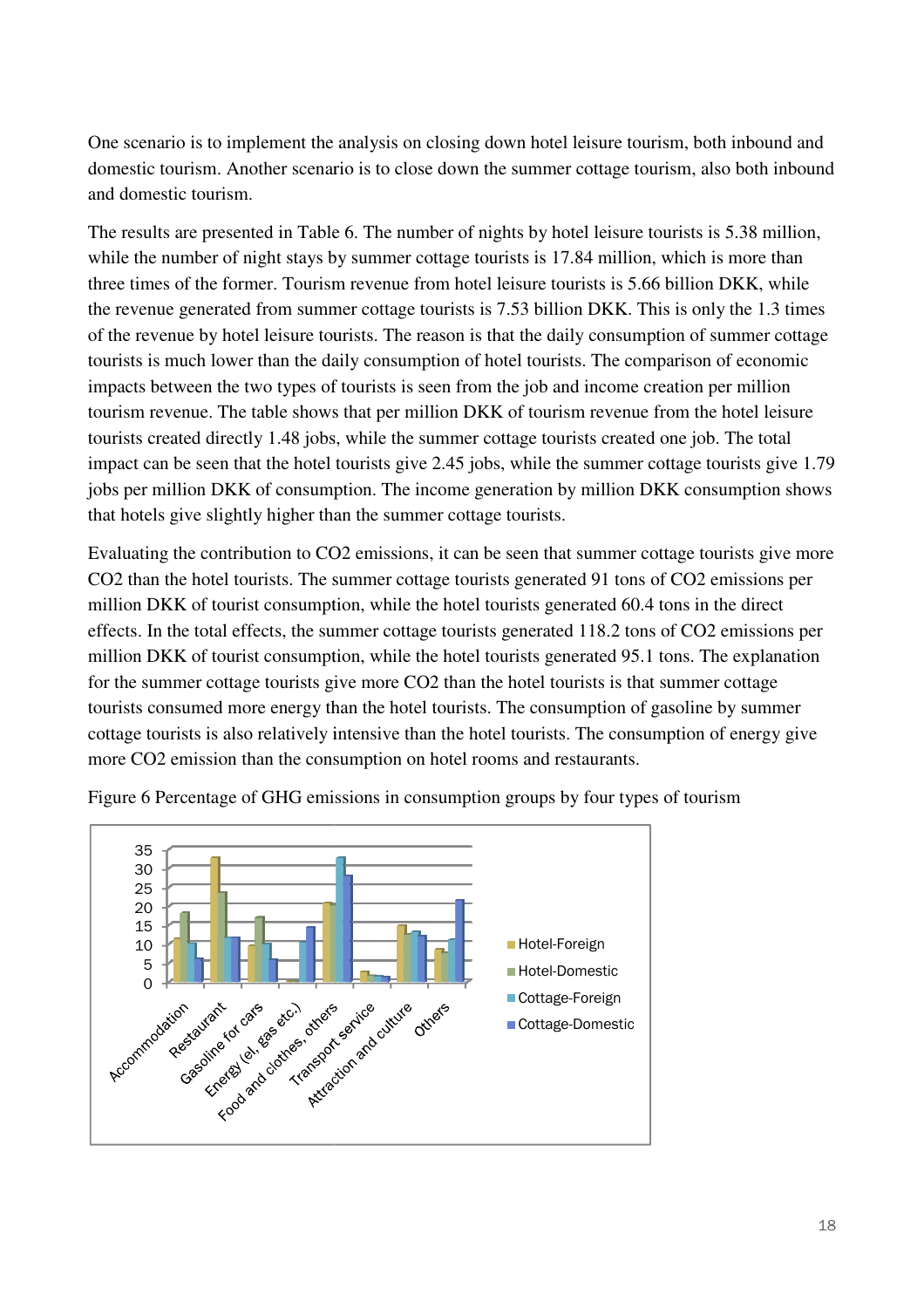One scenario is to implement the analysis on closing down hotel leisure tourism, both inbound and domestic tourism. Another scenario is to close down the summer cottage tourism, also both inbound and domestic tourism.

The results are presented in Table 6. The number of nights by hotel leisure tourists is 5.38 million, while the number of night stays by summer cottage tourists is 17.84 million, which is more than three times of the former. Tourism revenue from hotel leisure tourists is 5.66 billion DKK, while the revenue generated from summer cottage tourists is 7.53 billion DKK. This is only the 1.3 times of the revenue by hotel leisure tourists. The reason is that the daily consumption of summer cottage tourists is much lower than the daily consumption of hotel tourists. The comparison of economic impacts between the two types of tourists is seen from the job and income creation per million tourism revenue. The table shows that per million DKK of tourism revenue from the hotel leisure tourists created directly 1.48 jobs, while the summer cottage tourists created one job. The total impact can be seen that the hotel tourists give 2.45 jobs, while the summer cottage tourists give 1.79 jobs per million DKK of consumption. The income generation by million DKK consumption shows that hotels give slightly higher than the summer cottage tourists.

Evaluating the contribution to CO2 emissions, it can be seen that summer cottage tourists give more CO2 than the hotel tourists. The summer cottage tourists generated 91 tons of CO2 emissions per million DKK of tourist consumption, while the hotel tourists generated 60.4 tons in the direct effects. In the total effects, the summer cottage tourists generated 118.2 tons of CO2 emissions per million DKK of tourist consumption, while the hotel tourists generated 95.1 tons. The explanation for the summer cottage tourists give more CO2 than the hotel tourists is that summer cottage tourists consumed more energy than the hotel tourists. The consumption of gasoline by summer cottage tourists is also relatively intensive than the hotel tourists. The consumption of energy give more CO2 emission than the consumption on hotel rooms and restaurants.

Figure 6 Percentage of GHG emissions in consumption groups by four types of tourism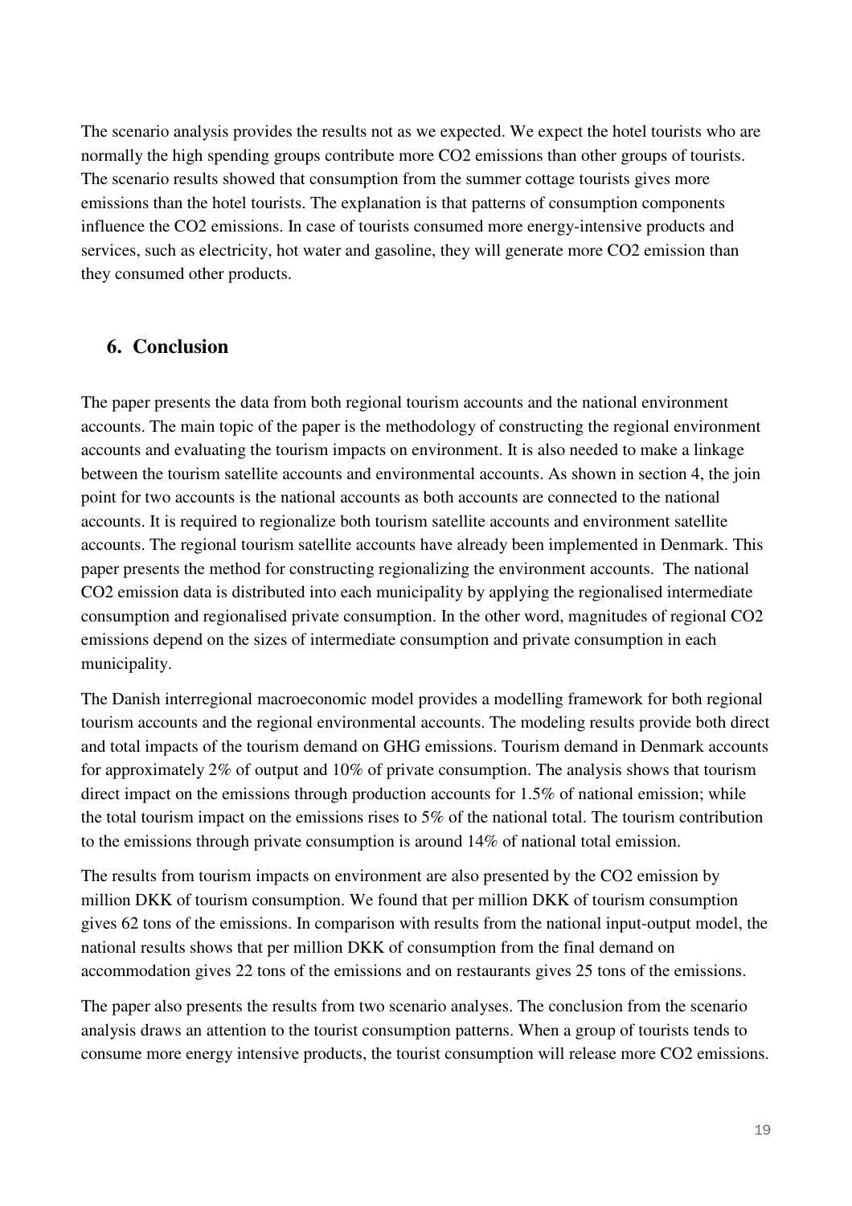The scenario analysis provides the results not as we expected. We expect the hotel tourists who are normally the high spending groups contribute more $CO_2$ emissions than other groups of tourists. The scenario results showed that consumption from the summer cottage tourists gives more emissions than the hotel tourists. The explanation is that patterns of consumption components influence the $CO_2$ emissions. In case of tourists consumed more energy-intensive products and services, such as electricity, hot water and gasoline, they will generate more $CO_2$ emission than they consumed other products.

## 6. Conclusion

The paper presents the data from both regional tourism accounts and the national environment accounts. The main topic of the paper is the methodology of constructing the regional environment accounts and evaluating the tourism impacts on environment. It is also needed to make a linkage between the tourism satellite accounts and environmental accounts. As shown in section 4, the join point for two accounts is the national accounts as both accounts are connected to the national accounts. It is required to regionalize both tourism satellite accounts and environment satellite accounts. The regional tourism satellite accounts have already been implemented in Denmark. This paper presents the method for constructing regionalizing the environment accounts. The national $CO_2$ emission data is distributed into each municipality by applying the regionalised intermediate consumption and regionalised private consumption. In the other word, magnitudes of regional $CO_2$ emissions depend on the sizes of intermediate consumption and private consumption in each municipality.

The Danish interregional macroeconomic model provides a modelling framework for both regional tourism accounts and the regional environmental accounts. The modeling results provide both direct and total impacts of the tourism demand on GHG emissions. Tourism demand in Denmark accounts for approximately 2% of output and 10% of private consumption. The analysis shows that tourism direct impact on the emissions through production accounts for 1.5% of national emission; while the total tourism impact on the emissions rises to 5% of the national total. The tourism contribution to the emissions through private consumption is around 14% of national total emission.

The results from tourism impacts on environment are also presented by the $CO_2$ emission by million DKK of tourism consumption. We found that per million DKK of tourism consumption gives 62 tons of the emissions. In comparison with results from the national input-output model, the national results shows that per million DKK of consumption from the final demand on accommodation gives 22 tons of the emissions and on restaurants gives 25 tons of the emissions.

The paper also presents the results from two scenario analyses. The conclusion from the scenario analysis draws an attention to the tourist consumption patterns. When a group of tourists tends to consume more energy intensive products, the tourist consumption will release more $CO_2$ emissions.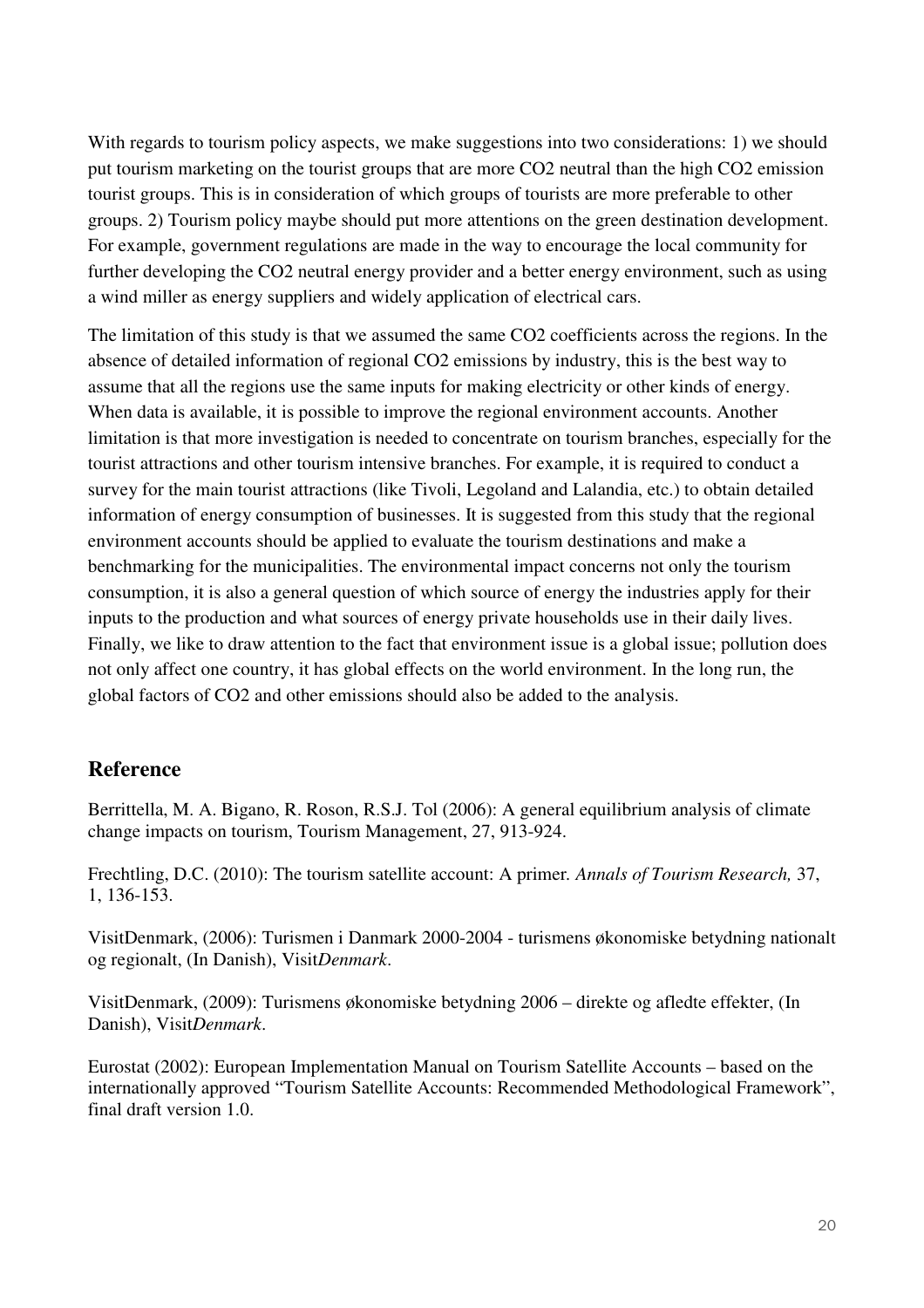With regards to tourism policy aspects, we make suggestions into two considerations: 1) we should put tourism marketing on the tourist groups that are more $CO_2$ neutral than the high $CO_2$ emission tourist groups. This is in consideration of which groups of tourists are more preferable to other groups. 2) Tourism policy maybe should put more attentions on the green destination development. For example, government regulations are made in the way to encourage the local community for further developing the $CO_2$ neutral energy provider and a better energy environment, such as using a wind miller as energy suppliers and widely application of electrical cars.

The limitation of this study is that we assumed the same $CO_2$ coefficients across the regions. In the absence of detailed information of regional $CO_2$ emissions by industry, this is the best way to assume that all the regions use the same inputs for making electricity or other kinds of energy. When data is available, it is possible to improve the regional environment accounts. Another limitation is that more investigation is needed to concentrate on tourism branches, especially for the tourist attractions and other tourism intensive branches. For example, it is required to conduct a survey for the main tourist attractions (like Tivoli, Legoland and Lalandia, etc.) to obtain detailed information of energy consumption of businesses. It is suggested from this study that the regional environment accounts should be applied to evaluate the tourism destinations and make a benchmarking for the municipalities. The environmental impact concerns not only the tourism consumption, it is also a general question of which source of energy the industries apply for their inputs to the production and what sources of energy private households use in their daily lives. Finally, we like to draw attention to the fact that environment issue is a global issue; pollution does not only affect one country, it has global effects on the world environment. In the long run, the global factors of $CO_2$ and other emissions should also be added to the analysis.

## Reference

Berrittella, M. A. Bigano, R. Roson, R.S.J. Tol (2006): A general equilibrium analysis of climate change impacts on tourism, Tourism Management, 27, 913-924.

Frechtling, D.C. (2010): The tourism satellite account: A primer. *Annals of Tourism Research,* 37, 1, 136-153.

VisitDenmark, (2006): Turismen i Danmark 2000-2004 - turismens økonomiske betydning nationalt og regionalt, (In Danish), Visit*Denmark*.

VisitDenmark, (2009): Turismens økonomiske betydning 2006 – direkte og afledte effekter, (In Danish), Visit*Denmark*.

Eurostat (2002): European Implementation Manual on Tourism Satellite Accounts – based on the internationally approved "Tourism Satellite Accounts: Recommended Methodological Framework", final draft version 1.0.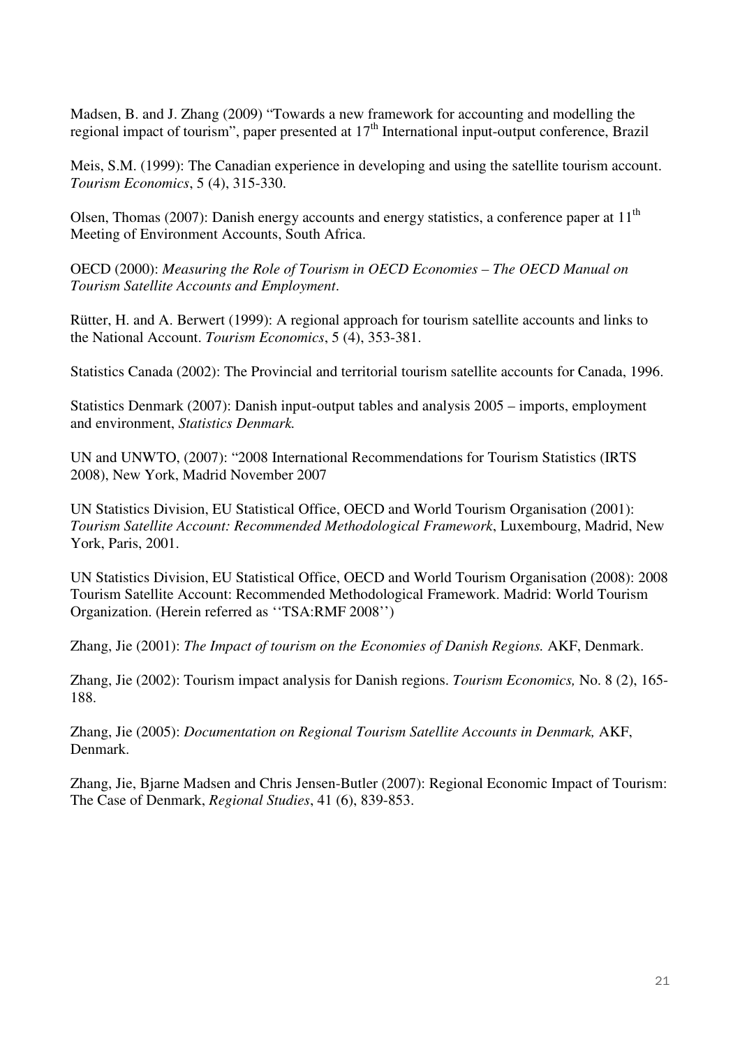Madsen, B. and J. Zhang (2009) "Towards a new framework for accounting and modelling the regional impact of tourism", paper presented at 17th International input-output conference, Brazil

Meis, S.M. (1999): The Canadian experience in developing and using the satellite tourism account. *Tourism Economics*, 5 (4), 315-330.

Olsen, Thomas (2007): Danish energy accounts and energy statistics, a conference paper at 11th Meeting of Environment Accounts, South Africa.

OECD (2000): *Measuring the Role of Tourism in OECD Economies – The OECD Manual on Tourism Satellite Accounts and Employment*.

Rütter, H. and A. Berwert (1999): A regional approach for tourism satellite accounts and links to the National Account. *Tourism Economics*, 5 (4), 353-381.

Statistics Canada (2002): The Provincial and territorial tourism satellite accounts for Canada, 1996.

Statistics Denmark (2007): Danish input-output tables and analysis 2005 – imports, employment and environment, *Statistics Denmark.*

UN and UNWTO, (2007): "2008 International Recommendations for Tourism Statistics (IRTS 2008), New York, Madrid November 2007

UN Statistics Division, EU Statistical Office, OECD and World Tourism Organisation (2001): *Tourism Satellite Account: Recommended Methodological Framework*, Luxembourg, Madrid, New York, Paris, 2001.

UN Statistics Division, EU Statistical Office, OECD and World Tourism Organisation (2008): 2008 Tourism Satellite Account: Recommended Methodological Framework. Madrid: World Tourism Organization. (Herein referred as ''TSA:RMF 2008'')

Zhang, Jie (2001): *The Impact of tourism on the Economies of Danish Regions.* AKF, Denmark.

Zhang, Jie (2002): Tourism impact analysis for Danish regions. *Tourism Economics,* No. 8 (2), 165-188.

Zhang, Jie (2005): *Documentation on Regional Tourism Satellite Accounts in Denmark,* AKF, Denmark.

Zhang, Jie, Bjarne Madsen and Chris Jensen-Butler (2007): Regional Economic Impact of Tourism: The Case of Denmark, *Regional Studies*, 41 (6), 839-853.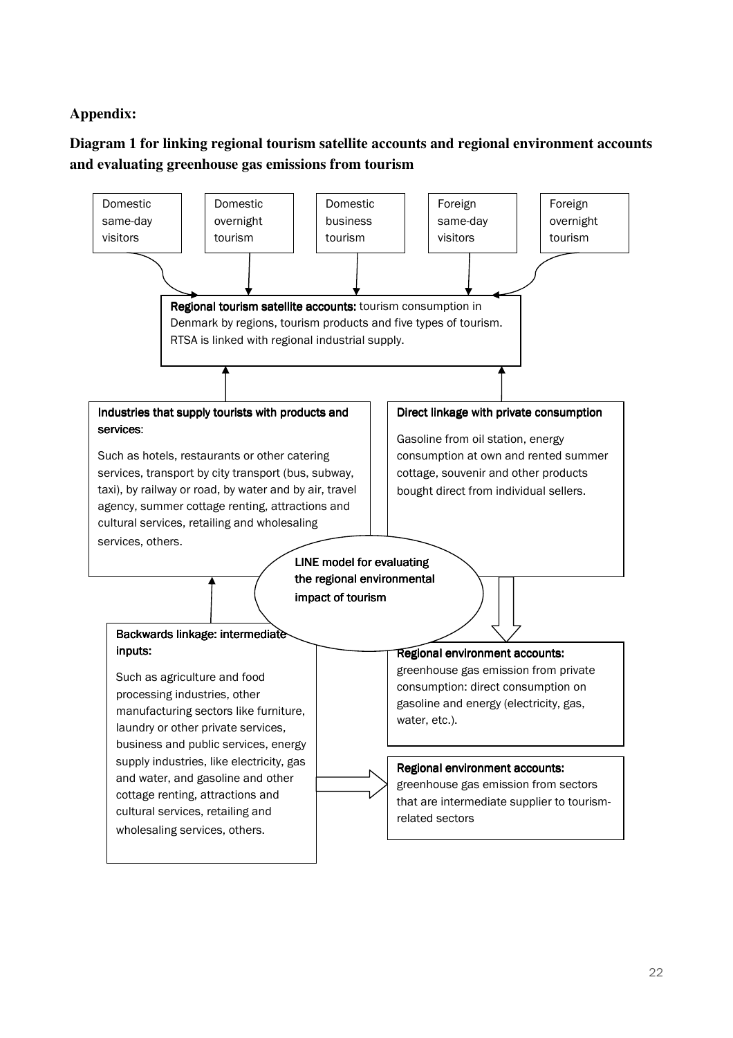**Appendix:**

**Diagram 1 for linking regional tourism satellite accounts and regional environment accounts and evaluating greenhouse gas emissions from tourism**

Domestic same-day visitors

Domestic overnight tourism

Domestic business tourism

Foreign same-day visitors

Foreign overnight tourism

**Regional tourism satellite accounts:** tourism consumption in Denmark by regions, tourism products and five types of tourism. RTSA is linked with regional industrial supply.

**Industries that supply tourists with products and services**:

Such as hotels, restaurants or other catering services, transport by city transport (bus, subway, taxi), by railway or road, by water and by air, travel agency, summer cottage renting, attractions and cultural services, retailing and wholesaling services, others.

**Direct linkage with private consumption**

Gasoline from oil station, energy consumption at own and rented summer cottage, souvenir and other products bought direct from individual sellers.

**LINE model for evaluating the regional environmental impact of tourism**

**Backwards linkage: intermediate inputs:**

Such as agriculture and food processing industries, other manufacturing sectors like furniture, laundry or other private services, business and public services, energy supply industries, like electricity, gas and water, and gasoline and other cottage renting, attractions and cultural services, retailing and wholesaling services, others.

**Regional environment accounts:** greenhouse gas emission from private consumption: direct consumption on gasoline and energy (electricity, gas, water, etc.).

**Regional environment accounts:** greenhouse gas emission from sectors that are intermediate supplier to tourism-related sectors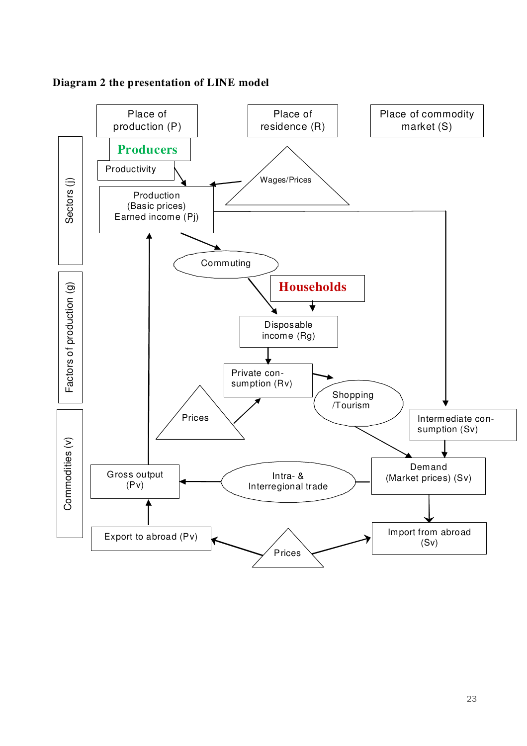**Diagram 2 the presentation of LINE model**

Place of production (P)

Place of residence (R)

Place of commodity market (S)

Sectors (j)

Producers

Productivity

Wages/Prices

Production (Basic prices) Earned income (Pj)

Commuting

Factors of production (g)

Households

Disposable income (Rg)

Private consumption (Rv)

Shopping /Tourism

Prices

Intermediate consumption (Sv)

Commodities (v)

Gross output (Pv)

Intra- & Interregional trade

Demand (Market prices) (Sv)

Export to abroad (Pv)

Prices

Import from abroad (Sv)